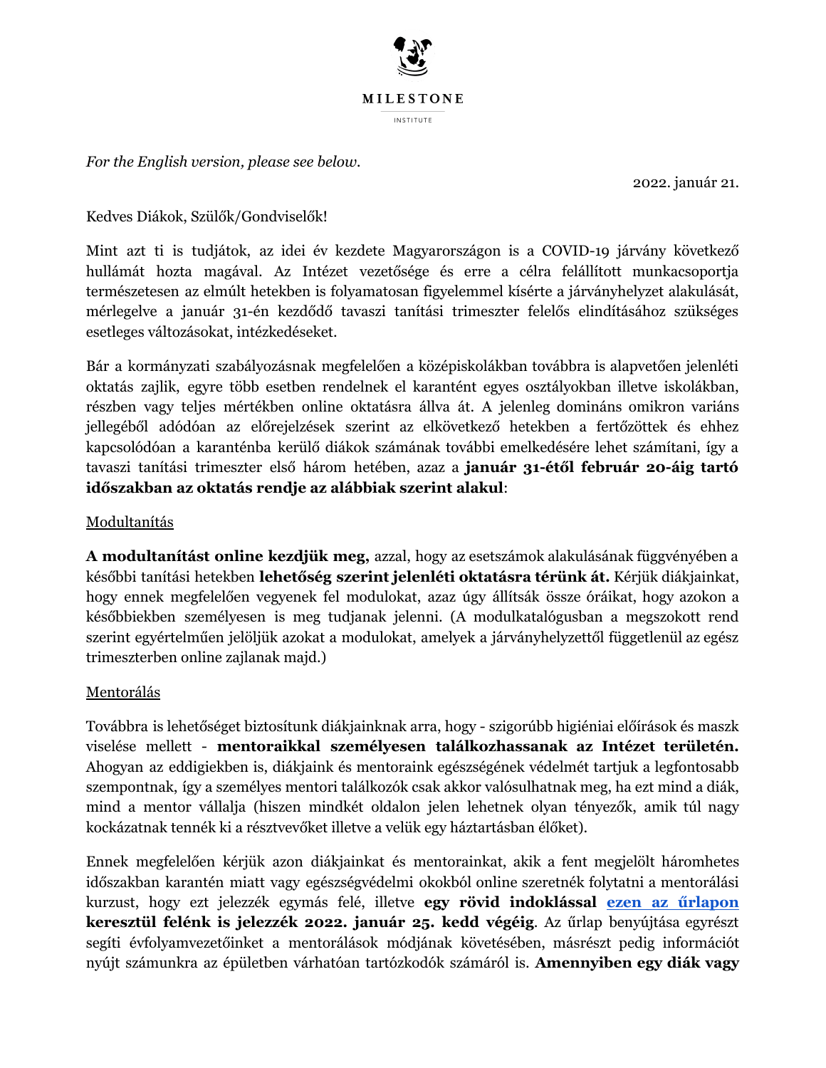MILESTONE

INSTITUTE

*For the English version, please see below.*

2022. január 21.

Kedves Diákok, Szülők/Gondviselők!

Mint azt ti is tudjátok, az idei év kezdete Magyarországon is a COVID-19 járvány következő hullámát hozta magával. Az Intézet vezetősége és erre a célra felállított munkacsoportja természetesen az elmúlt hetekben is folyamatosan figyelemmel kísérte a járványhelyzet alakulását, mérlegelve a január 31-én kezdődő tavaszi tanítási trimeszter felelős elindításához szükséges esetleges változásokat, intézkedéseket.

Bár a kormányzati szabályozásnak megfelelően a középiskolákban továbbra is alapvetően jelenléti oktatás zajlik, egyre több esetben rendelnek el karantént egyes osztályokban illetve iskolákban, részben vagy teljes mértékben online oktatásra állva át. A jelenleg domináns omikron variáns jellegéből adódóan az előrejelzések szerint az elkövetkező hetekben a fertőzöttek és ehhez kapcsolódóan a karanténba kerülő diákok számának további emelkedésére lehet számítani, így a tavaszi tanítási trimeszter első három hetében, azaz a **január 31-étől február 20-áig tartó időszakban az oktatás rendje az alábbiak szerint alakul**:

Modultanítás

**A modultanítást online kezdjük meg,** azzal, hogy az esetszámok alakulásának függvényében a későbbi tanítási hetekben **lehetőség szerint jelenléti oktatásra térünk át.** Kérjük diákjainkat, hogy ennek megfelelően vegyenek fel modulokat, azaz úgy állítsák össze óráikat, hogy azokon a későbbiekben személyesen is meg tudjanak jelenni. (A modulkatalógusban a megszokott rend szerint egyértelműen jelöljük azokat a modulokat, amelyek a járványhelyzettől függetlenül az egész trimeszterben online zajlanak majd.)

Mentorálás

Továbbra is lehetőséget biztosítunk diákjainknak arra, hogy - szigorúbb higiéniai előírások és maszk viselése mellett - **mentoraikkal személyesen találkozhassanak az Intézet területén.** Ahogyan az eddigiekben is, diákjaink és mentoraink egészségének védelmét tartjuk a legfontosabb szempontnak, így a személyes mentori találkozók csak akkor valósulhatnak meg, ha ezt mind a diák, mind a mentor vállalja (hiszen mindkét oldalon jelen lehetnek olyan tényezők, amik túl nagy kockázatnak tennék ki a résztvevőket illetve a velük egy háztartásban élőket).

Ennek megfelelően kérjük azon diákjainkat és mentorainkat, akik a fent megjelölt háromhetes időszakban karantén miatt vagy egészségvédelmi okokból online szeretnék folytatni a mentorálási kurzust, hogy ezt jelezzék egymás felé, illetve **egy rövid indoklással [ezen az űrlapon](#) keresztül felénk is jelezzék 2022. január 25. kedd végéig**. Az űrlap benyújtása egyrészt segíti évfolyamvezetőinket a mentorálások módjának követésében, másrészt pedig információt nyújt számunkra az épületben várhatóan tartózkodók számáról is. **Amennyiben egy diák vagy**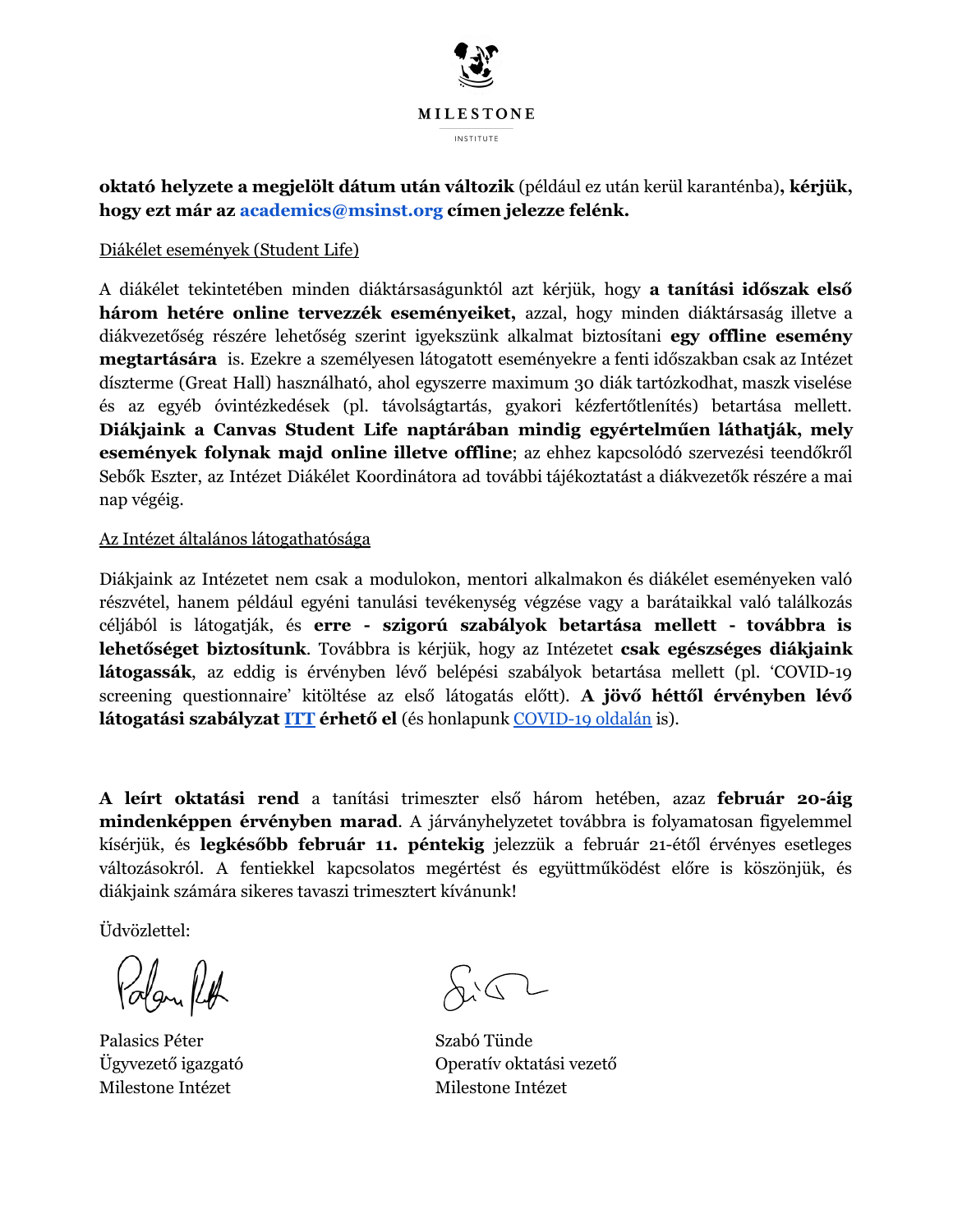**oktató helyzete a megjelölt dátum után változik** (például ez után kerül karanténba)**, kérjük, hogy ezt már az academics@msinst.org címen jelezze felénk.**

Diákélet események (Student Life)

A diákélet tekintetében minden diáktársaságunktól azt kérjük, hogy **a tanítási időszak első három hetére online tervezzék eseményeiket,** azzal, hogy minden diáktársaság illetve a diákvezetőség részére lehetőség szerint igyekszünk alkalmat biztosítani **egy offline esemény megtartására** is. Ezekre a személyesen látogatott eseményekre a fenti időszakban csak az Intézet díszterme (Great Hall) használható, ahol egyszerre maximum 30 diák tartózkodhat, maszk viselése és az egyéb óvintézkedések (pl. távolságtartás, gyakori kézfertőtlenítés) betartása mellett. **Diákjaink a Canvas Student Life naptárában mindig egyértelműen láthatják, mely események folynak majd online illetve offline**; az ehhez kapcsolódó szervezési teendőkről Sebők Eszter, az Intézet Diákélet Koordinátora ad további tájékoztatást a diákvezetők részére a mai nap végéig.

Az Intézet általános látogathatósága

Diákjaink az Intézetet nem csak a modulokon, mentori alkalmakon és diákélet eseményeken való részvétel, hanem például egyéni tanulási tevékenység végzése vagy a barátaikkal való találkozás céljából is látogatják, és **erre - szigorú szabályok betartása mellett - továbbra is lehetőséget biztosítunk**. Továbbra is kérjük, hogy az Intézetet **csak egészséges diákjaink látogassák**, az eddig is érvényben lévő belépési szabályok betartása mellett (pl. 'COVID-19 screening questionnaire' kitöltése az első látogatás előtt). **A jövő héttől érvényben lévő látogatási szabályzat ITT érhető el** (és honlapunk COVID-19 oldalán is).

**A leírt oktatási rend** a tanítási trimeszter első három hetében, azaz **február 20-áig mindenképpen érvényben marad**. A járványhelyzetet továbbra is folyamatosan figyelemmel kísérjük, és **legkésőbb február 11. péntekig** jelezzük a február 21-étől érvényes esetleges változásokról. A fentiekkel kapcsolatos megértést és együttműködést előre is köszönjük, és diákjaink számára sikeres tavaszi trimesztert kívánunk!

Üdvözlettel:

Palasics Péter
Ügyvezető igazgató
Milestone Intézet

Szabó Tünde
Operatív oktatási vezető
Milestone Intézet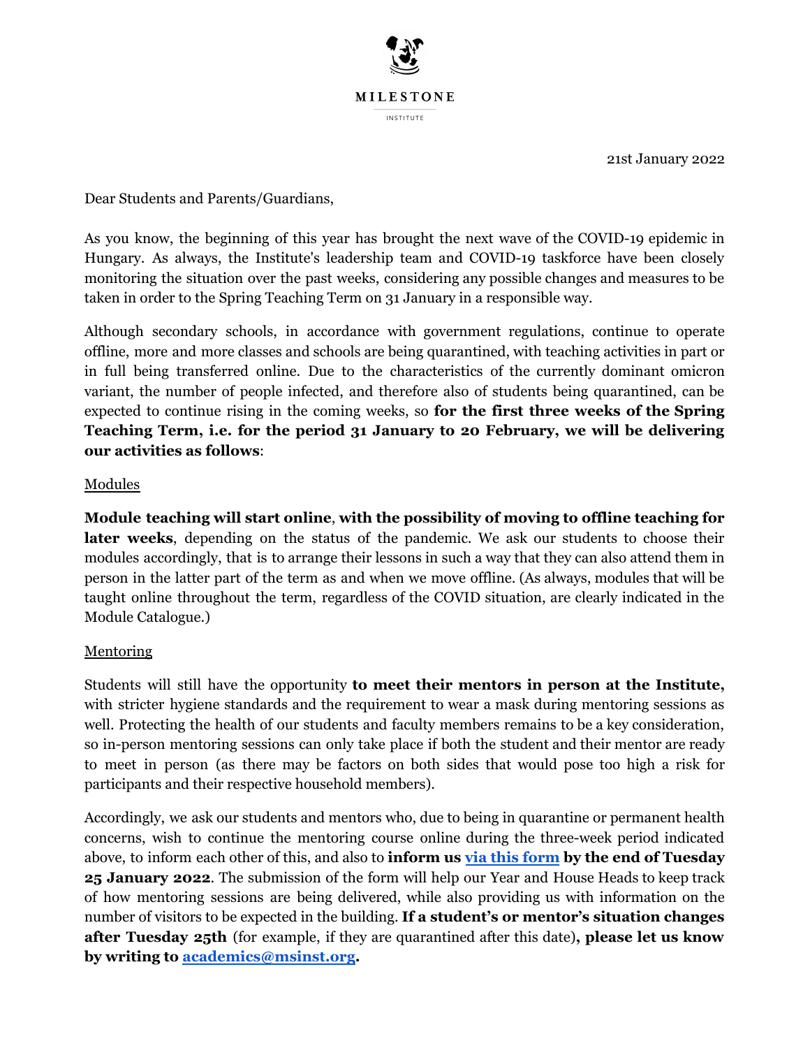MILESTONE

INSTITUTE

21st January 2022

Dear Students and Parents/Guardians,

As you know, the beginning of this year has brought the next wave of the COVID-19 epidemic in Hungary. As always, the Institute's leadership team and COVID-19 taskforce have been closely monitoring the situation over the past weeks, considering any possible changes and measures to be taken in order to the Spring Teaching Term on 31 January in a responsible way.

Although secondary schools, in accordance with government regulations, continue to operate offline, more and more classes and schools are being quarantined, with teaching activities in part or in full being transferred online. Due to the characteristics of the currently dominant omicron variant, the number of people infected, and therefore also of students being quarantined, can be expected to continue rising in the coming weeks, so **for the first three weeks of the Spring Teaching Term, i.e. for the period 31 January to 20 February, we will be delivering our activities as follows**:

Modules

**Module teaching will start online**, **with the possibility of moving to offline teaching for later weeks**, depending on the status of the pandemic. We ask our students to choose their modules accordingly, that is to arrange their lessons in such a way that they can also attend them in person in the latter part of the term as and when we move offline. (As always, modules that will be taught online throughout the term, regardless of the COVID situation, are clearly indicated in the Module Catalogue.)

Mentoring

Students will still have the opportunity **to meet their mentors in person at the Institute,** with stricter hygiene standards and the requirement to wear a mask during mentoring sessions as well. Protecting the health of our students and faculty members remains to be a key consideration, so in-person mentoring sessions can only take place if both the student and their mentor are ready to meet in person (as there may be factors on both sides that would pose too high a risk for participants and their respective household members).

Accordingly, we ask our students and mentors who, due to being in quarantine or permanent health concerns, wish to continue the mentoring course online during the three-week period indicated above, to inform each other of this, and also to **inform us via this form by the end of Tuesday 25 January 2022**. The submission of the form will help our Year and House Heads to keep track of how mentoring sessions are being delivered, while also providing us with information on the number of visitors to be expected in the building. **If a student's or mentor's situation changes after Tuesday 25th** (for example, if they are quarantined after this date)**, please let us know by writing to academics@msinst.org.**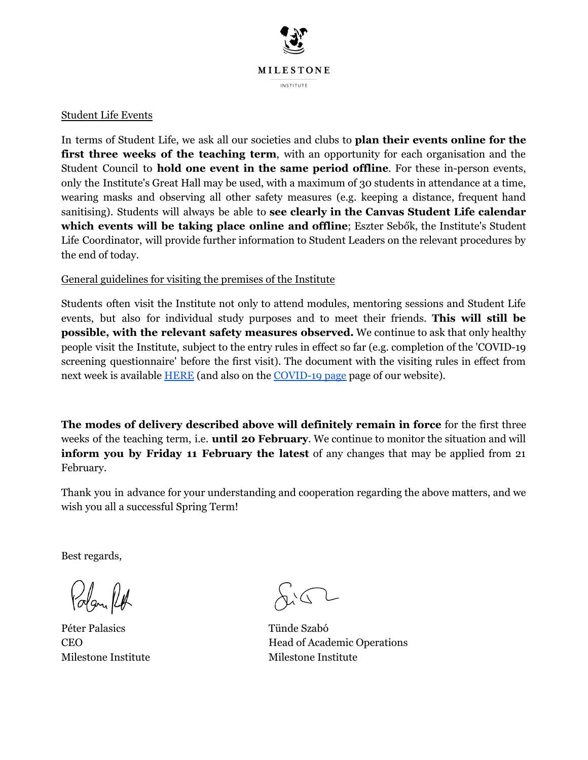MILESTONE

INSTITUTE

Student Life Events

In terms of Student Life, we ask all our societies and clubs to **plan their events online for the first three weeks of the teaching term**, with an opportunity for each organisation and the Student Council to **hold one event in the same period offline**. For these in-person events, only the Institute's Great Hall may be used, with a maximum of 30 students in attendance at a time, wearing masks and observing all other safety measures (e.g. keeping a distance, frequent hand sanitising). Students will always be able to **see clearly in the Canvas Student Life calendar which events will be taking place online and offline**; Eszter Sebők, the Institute's Student Life Coordinator, will provide further information to Student Leaders on the relevant procedures by the end of today.

General guidelines for visiting the premises of the Institute

Students often visit the Institute not only to attend modules, mentoring sessions and Student Life events, but also for individual study purposes and to meet their friends. **This will still be possible, with the relevant safety measures observed.** We continue to ask that only healthy people visit the Institute, subject to the entry rules in effect so far (e.g. completion of the 'COVID-19 screening questionnaire' before the first visit). The document with the visiting rules in effect from next week is available HERE (and also on the COVID-19 page page of our website).

**The modes of delivery described above will definitely remain in force** for the first three weeks of the teaching term, i.e. **until 20 February**. We continue to monitor the situation and will **inform you by Friday 11 February the latest** of any changes that may be applied from 21 February.

Thank you in advance for your understanding and cooperation regarding the above matters, and we wish you all a successful Spring Term!

Best regards,

Péter Palasics
CEO
Milestone Institute

Tünde Szabó
Head of Academic Operations
Milestone Institute